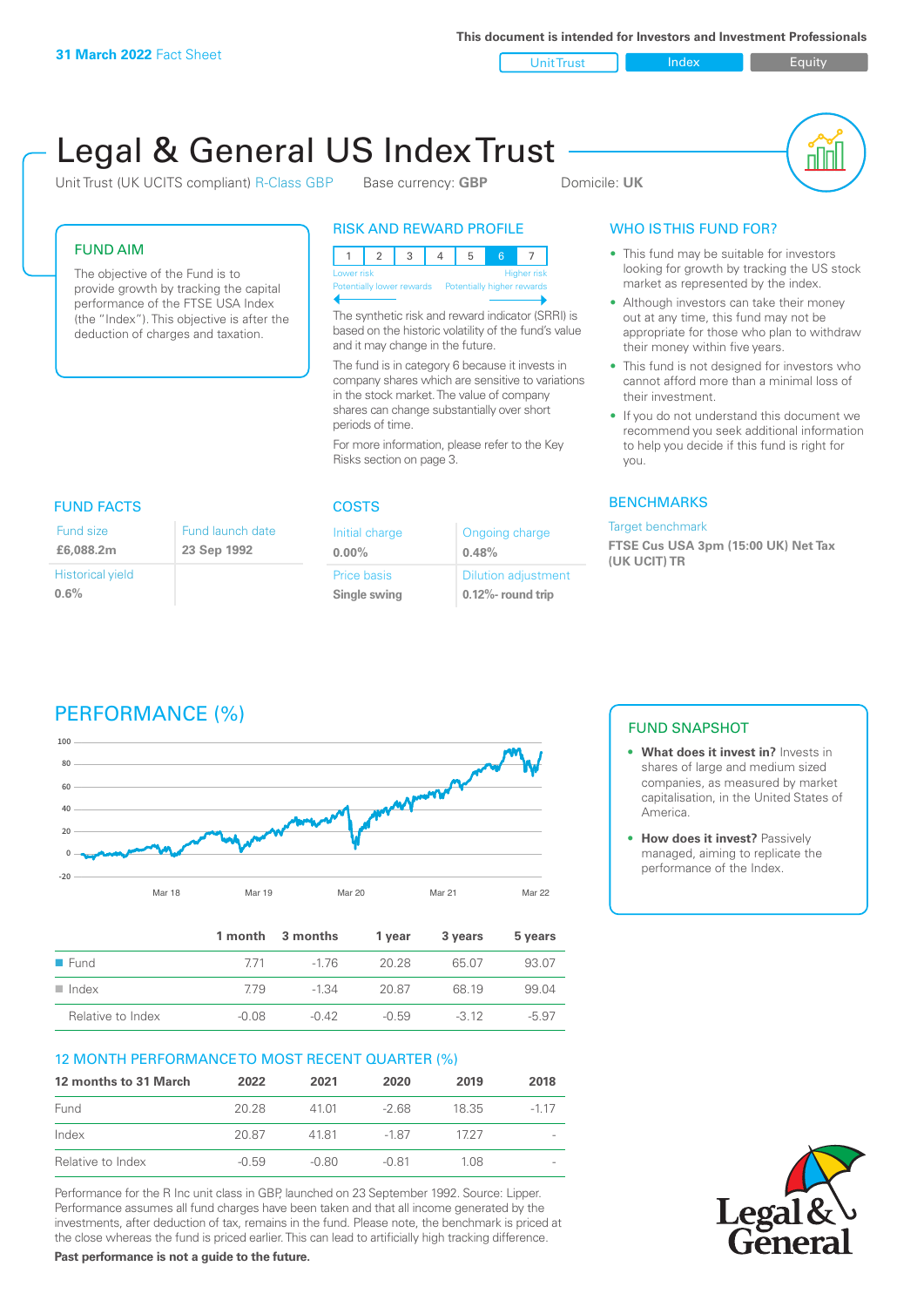**31 March 2022** Fact Sheet

This document is intended for Investors and Investment Professionals

Unit Trust | Index | Equity

# Legal & General US Index Trust

Unit Trust (UK UCITS compliant) R-Class GBP    Base currency: **GBP**    Domicile: **UK**

## FUND AIM

The objective of the Fund is to provide growth by tracking the capital performance of the FTSE USA Index (the "Index"). This objective is after the deduction of charges and taxation.

## RISK AND REWARD PROFILE

| 1 | 2 | 3 | 4 | 5 | 6 | 7 |
|---|---|---|---|---|---|---|

Lower risk — Higher risk
Potentially lower rewards — Potentially higher rewards

The synthetic risk and reward indicator (SRRI) is based on the historic volatility of the fund's value and it may change in the future.

The fund is in category 6 because it invests in company shares which are sensitive to variations in the stock market. The value of company shares can change substantially over short periods of time.

For more information, please refer to the Key Risks section on page 3.

## WHO IS THIS FUND FOR?

- This fund may be suitable for investors looking for growth by tracking the US stock market as represented by the index.
- Although investors can take their money out at any time, this fund may not be appropriate for those who plan to withdraw their money within five years.
- This fund is not designed for investors who cannot afford more than a minimal loss of their investment.
- If you do not understand this document we recommend you seek additional information to help you decide if this fund is right for you.

## FUND FACTS

| Fund size | Fund launch date |
|---|---|
| **£6,088.2m** | **23 Sep 1992** |
| Historical yield | |
| **0.6%** | |

## COSTS

| Initial charge | Ongoing charge |
|---|---|
| **0.00%** | **0.48%** |
| Price basis | Dilution adjustment |
| **Single swing** | **0.12%- round trip** |

## BENCHMARKS

Target benchmark

**FTSE Cus USA 3pm (15:00 UK) Net Tax (UK UCIT) TR**

## PERFORMANCE (%)

| | 1 month | 3 months | 1 year | 3 years | 5 years |
|---|---|---|---|---|---|
| Fund | 7.71 | -1.76 | 20.28 | 65.07 | 93.07 |
| Index | 7.79 | -1.34 | 20.87 | 68.19 | 99.04 |
| Relative to Index | -0.08 | -0.42 | -0.59 | -3.12 | -5.97 |

## 12 MONTH PERFORMANCE TO MOST RECENT QUARTER (%)

| 12 months to 31 March | 2022 | 2021 | 2020 | 2019 | 2018 |
|---|---|---|---|---|---|
| Fund | 20.28 | 41.01 | -2.68 | 18.35 | -1.17 |
| Index | 20.87 | 41.81 | -1.87 | 17.27 | - |
| Relative to Index | -0.59 | -0.80 | -0.81 | 1.08 | - |

Performance for the R Inc unit class in GBP, launched on 23 September 1992. Source: Lipper. Performance assumes all fund charges have been taken and that all income generated by the investments, after deduction of tax, remains in the fund. Please note, the benchmark is priced at the close whereas the fund is priced earlier. This can lead to artificially high tracking difference.

**Past performance is not a guide to the future.**

## FUND SNAPSHOT

- **What does it invest in?** Invests in shares of large and medium sized companies, as measured by market capitalisation, in the United States of America.
- **How does it invest?** Passively managed, aiming to replicate the performance of the Index.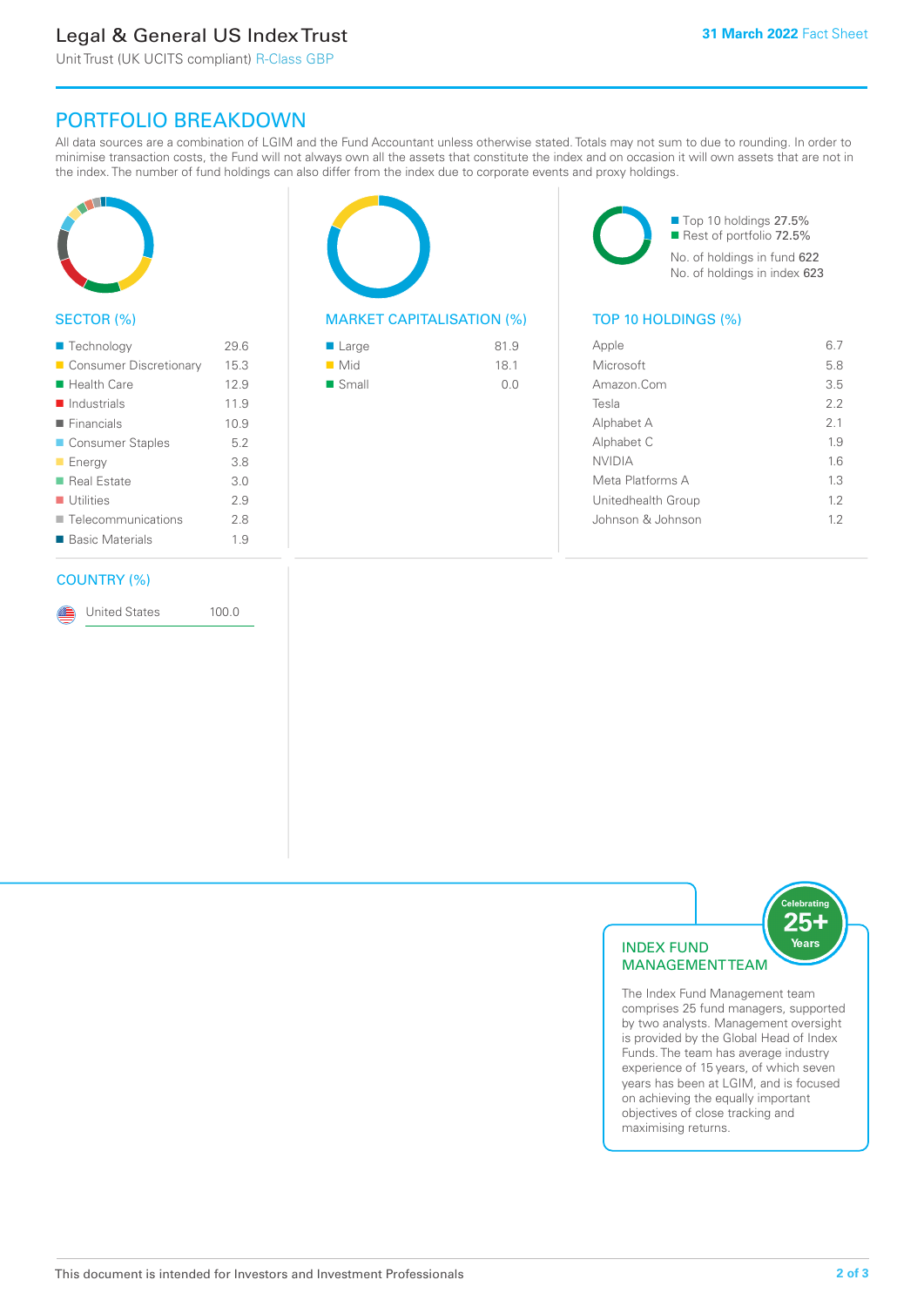# Legal & General US Index Trust

Unit Trust (UK UCITS compliant) R-Class GBP

**31 March 2022** Fact Sheet

## PORTFOLIO BREAKDOWN

All data sources are a combination of LGIM and the Fund Accountant unless otherwise stated. Totals may not sum to due to rounding. In order to minimise transaction costs, the Fund will not always own all the assets that constitute the index and on occasion it will own assets that are not in the index. The number of fund holdings can also differ from the index due to corporate events and proxy holdings.

### SECTOR (%)

| Sector | % |
|---|---|
| Technology | 29.6 |
| Consumer Discretionary | 15.3 |
| Health Care | 12.9 |
| Industrials | 11.9 |
| Financials | 10.9 |
| Consumer Staples | 5.2 |
| Energy | 3.8 |
| Real Estate | 3.0 |
| Utilities | 2.9 |
| Telecommunications | 2.8 |
| Basic Materials | 1.9 |

### MARKET CAPITALISATION (%)

| Market Capitalisation | % |
|---|---|
| Large | 81.9 |
| Mid | 18.1 |
| Small | 0.0 |

Top 10 holdings 27.5%
Rest of portfolio 72.5%

No. of holdings in fund 622
No. of holdings in index 623

### TOP 10 HOLDINGS (%)

| Holding | % |
|---|---|
| Apple | 6.7 |
| Microsoft | 5.8 |
| Amazon.Com | 3.5 |
| Tesla | 2.2 |
| Alphabet A | 2.1 |
| Alphabet C | 1.9 |
| NVIDIA | 1.6 |
| Meta Platforms A | 1.3 |
| Unitedhealth Group | 1.2 |
| Johnson & Johnson | 1.2 |

### COUNTRY (%)

| Country | % |
|---|---|
| United States | 100.0 |

### INDEX FUND MANAGEMENT TEAM

Celebrating 25+ Years

The Index Fund Management team comprises 25 fund managers, supported by two analysts. Management oversight is provided by the Global Head of Index Funds. The team has average industry experience of 15 years, of which seven years has been at LGIM, and is focused on achieving the equally important objectives of close tracking and maximising returns.

This document is intended for Investors and Investment Professionals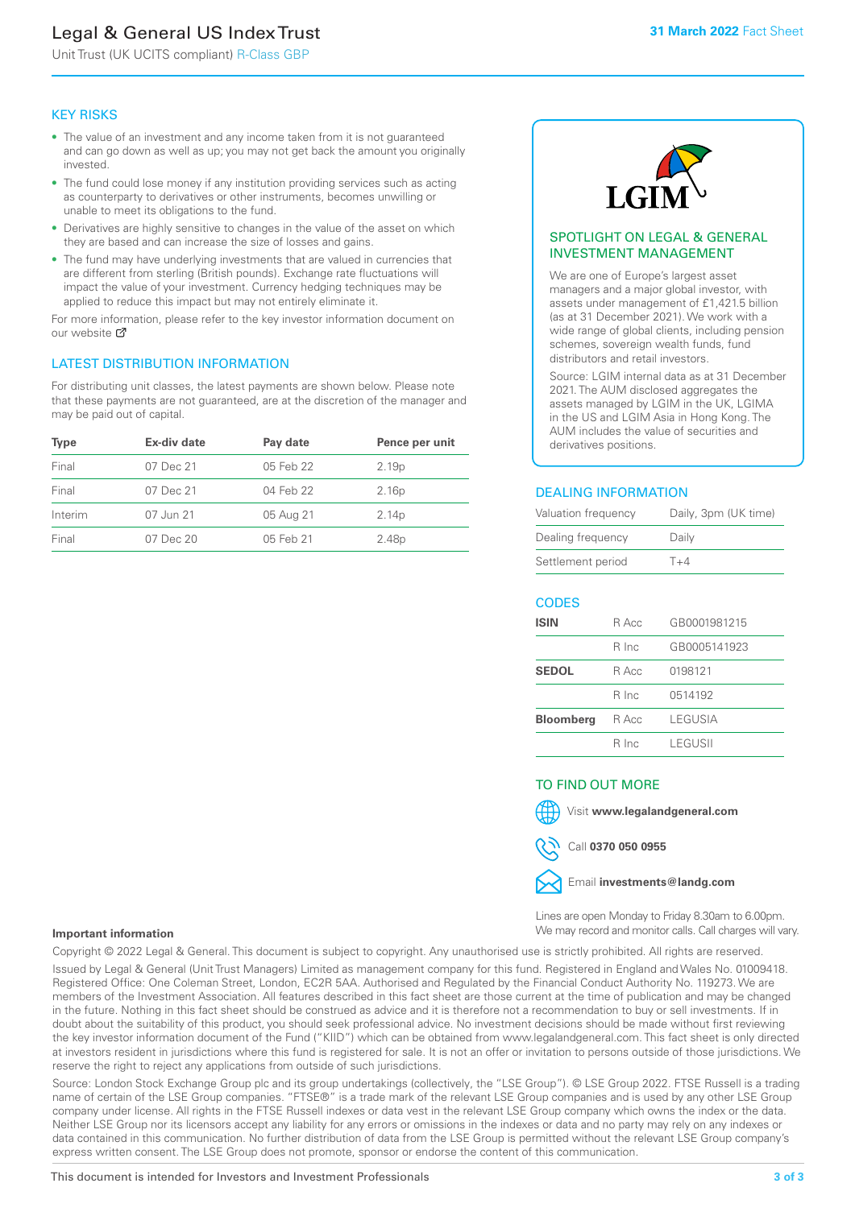# Legal & General US Index Trust

Unit Trust (UK UCITS compliant) R-Class GBP

31 March 2022 Fact Sheet

## KEY RISKS

- The value of an investment and any income taken from it is not guaranteed and can go down as well as up; you may not get back the amount you originally invested.
- The fund could lose money if any institution providing services such as acting as counterparty to derivatives or other instruments, becomes unwilling or unable to meet its obligations to the fund.
- Derivatives are highly sensitive to changes in the value of the asset on which they are based and can increase the size of losses and gains.
- The fund may have underlying investments that are valued in currencies that are different from sterling (British pounds). Exchange rate fluctuations will impact the value of your investment. Currency hedging techniques may be applied to reduce this impact but may not entirely eliminate it.

For more information, please refer to the key investor information document on our website

## LATEST DISTRIBUTION INFORMATION

For distributing unit classes, the latest payments are shown below. Please note that these payments are not guaranteed, are at the discretion of the manager and may be paid out of capital.

| Type | Ex-div date | Pay date | Pence per unit |
|---|---|---|---|
| Final | 07 Dec 21 | 05 Feb 22 | 2.19p |
| Final | 07 Dec 21 | 04 Feb 22 | 2.16p |
| Interim | 07 Jun 21 | 05 Aug 21 | 2.14p |
| Final | 07 Dec 20 | 05 Feb 21 | 2.48p |

## SPOTLIGHT ON LEGAL & GENERAL INVESTMENT MANAGEMENT

We are one of Europe's largest asset managers and a major global investor, with assets under management of £1,421.5 billion (as at 31 December 2021). We work with a wide range of global clients, including pension schemes, sovereign wealth funds, fund distributors and retail investors.

Source: LGIM internal data as at 31 December 2021. The AUM disclosed aggregates the assets managed by LGIM in the UK, LGIMA in the US and LGIM Asia in Hong Kong. The AUM includes the value of securities and derivatives positions.

## DEALING INFORMATION

| | |
|---|---|
| Valuation frequency | Daily, 3pm (UK time) |
| Dealing frequency | Daily |
| Settlement period | T+4 |

## CODES

| | | |
|---|---|---|
| **ISIN** | R Acc | GB0001981215 |
| | R Inc | GB0005141923 |
| **SEDOL** | R Acc | 0198121 |
| | R Inc | 0514192 |
| **Bloomberg** | R Acc | LEGUSIA |
| | R Inc | LEGUSII |

## TO FIND OUT MORE

Visit **www.legalandgeneral.com**

Call **0370 050 0955**

Email **investments@landg.com**

Lines are open Monday to Friday 8.30am to 6.00pm. We may record and monitor calls. Call charges will vary.

**Important information**

Copyright © 2022 Legal & General. This document is subject to copyright. Any unauthorised use is strictly prohibited. All rights are reserved.

Issued by Legal & General (Unit Trust Managers) Limited as management company for this fund. Registered in England and Wales No. 01009418. Registered Office: One Coleman Street, London, EC2R 5AA. Authorised and Regulated by the Financial Conduct Authority No. 119273. We are members of the Investment Association. All features described in this fact sheet are those current at the time of publication and may be changed in the future. Nothing in this fact sheet should be construed as advice and it is therefore not a recommendation to buy or sell investments. If in doubt about the suitability of this product, you should seek professional advice. No investment decisions should be made without first reviewing the key investor information document of the Fund ("KIID") which can be obtained from www.legalandgeneral.com. This fact sheet is only directed at investors resident in jurisdictions where this fund is registered for sale. It is not an offer or invitation to persons outside of those jurisdictions. We reserve the right to reject any applications from outside of such jurisdictions.

Source: London Stock Exchange Group plc and its group undertakings (collectively, the "LSE Group"). © LSE Group 2022. FTSE Russell is a trading name of certain of the LSE Group companies. "FTSE®" is a trade mark of the relevant LSE Group companies and is used by any other LSE Group company under license. All rights in the FTSE Russell indexes or data vest in the relevant LSE Group company which owns the index or the data. Neither LSE Group nor its licensors accept any liability for any errors or omissions in the indexes or data and no party may rely on any indexes or data contained in this communication. No further distribution of data from the LSE Group is permitted without the relevant LSE Group company's express written consent. The LSE Group does not promote, sponsor or endorse the content of this communication.

This document is intended for Investors and Investment Professionals